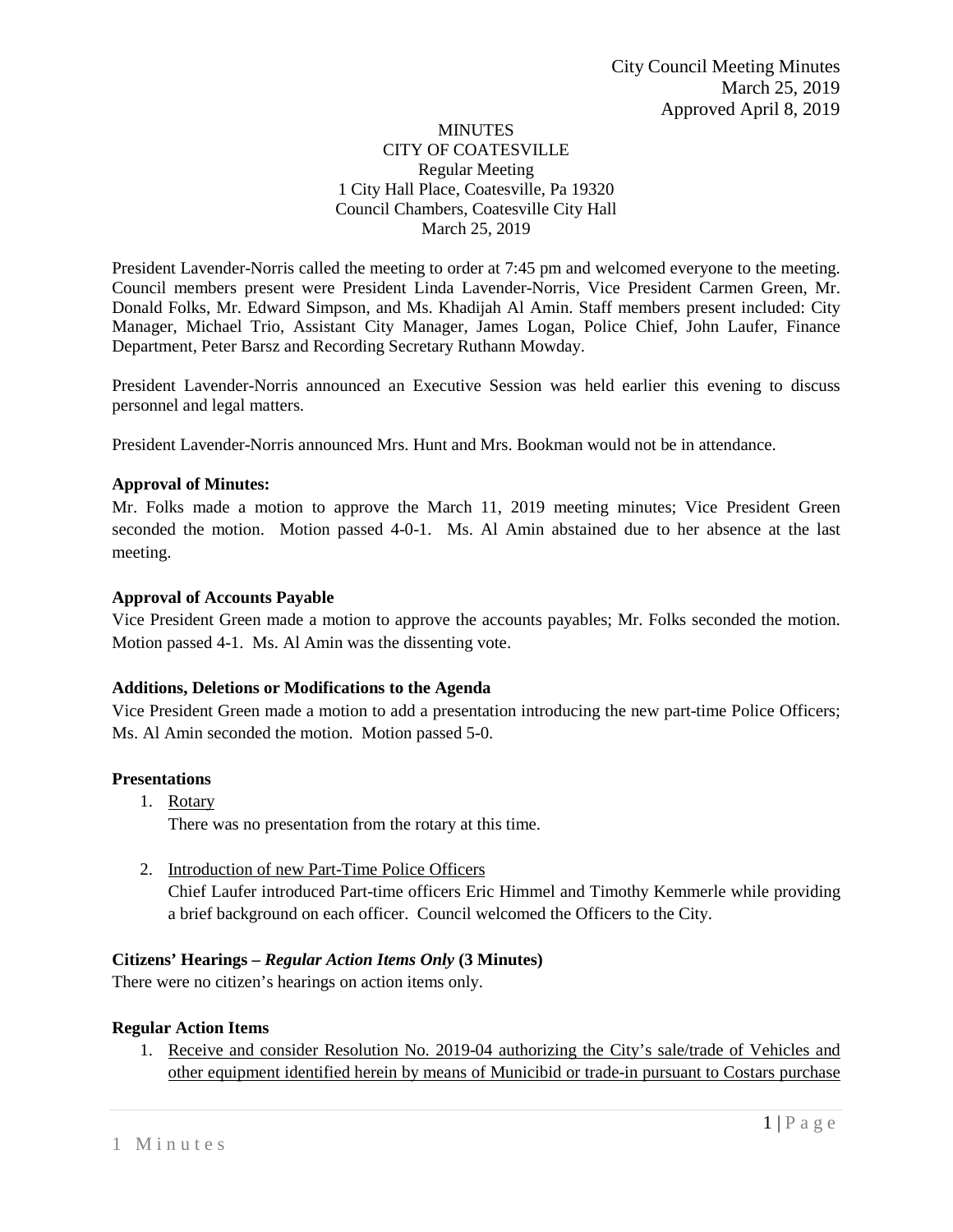City Council Meeting Minutes
March 25, 2019
Approved April 8, 2019

MINUTES
CITY OF COATESVILLE
Regular Meeting
1 City Hall Place, Coatesville, Pa 19320
Council Chambers, Coatesville City Hall
March 25, 2019

President Lavender-Norris called the meeting to order at 7:45 pm and welcomed everyone to the meeting. Council members present were President Linda Lavender-Norris, Vice President Carmen Green, Mr. Donald Folks, Mr. Edward Simpson, and Ms. Khadijah Al Amin. Staff members present included: City Manager, Michael Trio, Assistant City Manager, James Logan, Police Chief, John Laufer, Finance Department, Peter Barsz and Recording Secretary Ruthann Mowday.

President Lavender-Norris announced an Executive Session was held earlier this evening to discuss personnel and legal matters.

President Lavender-Norris announced Mrs. Hunt and Mrs. Bookman would not be in attendance.

**Approval of Minutes:**

Mr. Folks made a motion to approve the March 11, 2019 meeting minutes; Vice President Green seconded the motion. Motion passed 4-0-1. Ms. Al Amin abstained due to her absence at the last meeting.

**Approval of Accounts Payable**

Vice President Green made a motion to approve the accounts payables; Mr. Folks seconded the motion. Motion passed 4-1. Ms. Al Amin was the dissenting vote.

**Additions, Deletions or Modifications to the Agenda**

Vice President Green made a motion to add a presentation introducing the new part-time Police Officers; Ms. Al Amin seconded the motion. Motion passed 5-0.

**Presentations**

1. Rotary
   There was no presentation from the rotary at this time.

2. Introduction of new Part-Time Police Officers
   Chief Laufer introduced Part-time officers Eric Himmel and Timothy Kemmerle while providing a brief background on each officer. Council welcomed the Officers to the City.

**Citizens' Hearings – *Regular Action Items Only* (3 Minutes)**

There were no citizen's hearings on action items only.

**Regular Action Items**

1. Receive and consider Resolution No. 2019-04 authorizing the City's sale/trade of Vehicles and other equipment identified herein by means of Municibid or trade-in pursuant to Costars purchase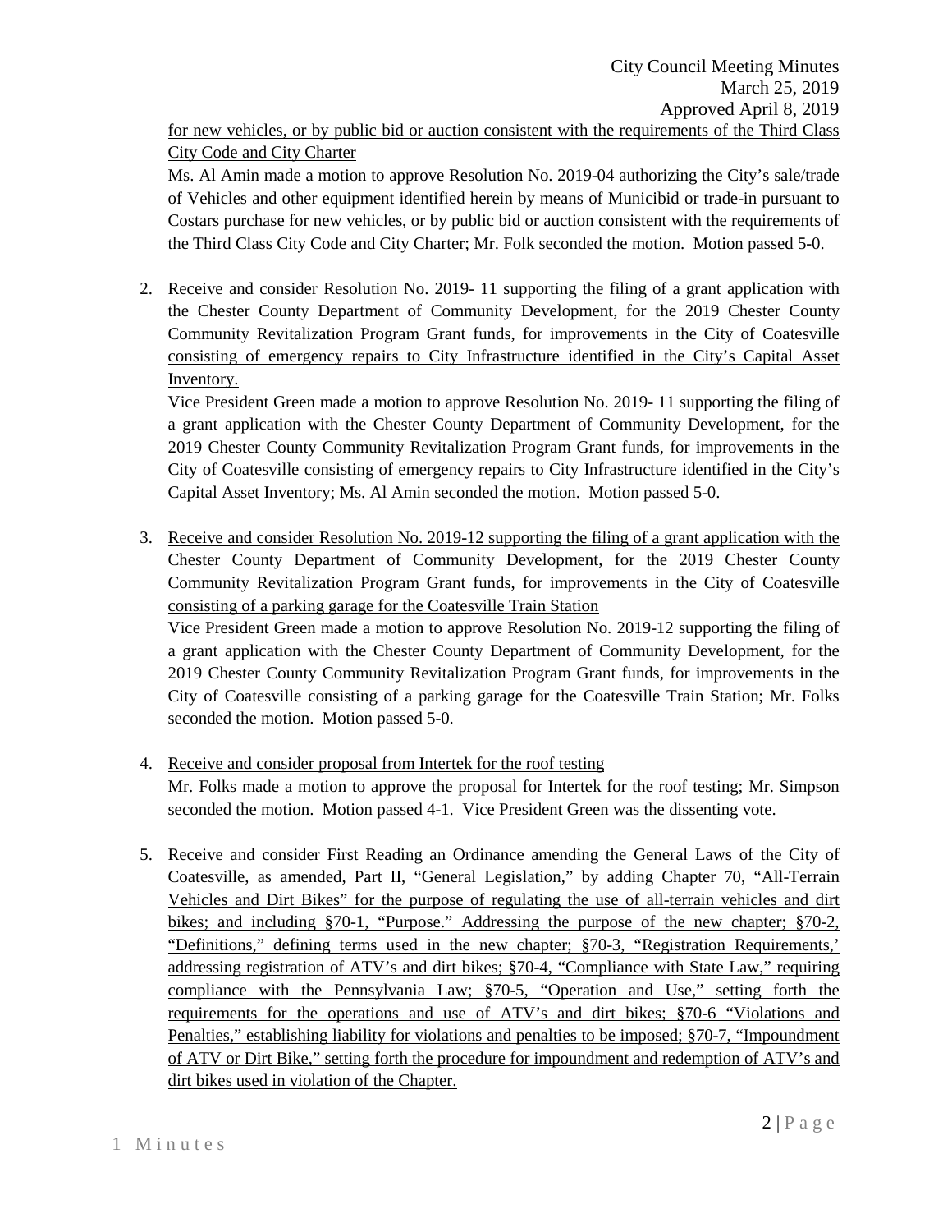for new vehicles, or by public bid or auction consistent with the requirements of the Third Class City Code and City Charter

Ms. Al Amin made a motion to approve Resolution No. 2019-04 authorizing the City's sale/trade of Vehicles and other equipment identified herein by means of Municibid or trade-in pursuant to Costars purchase for new vehicles, or by public bid or auction consistent with the requirements of the Third Class City Code and City Charter; Mr. Folk seconded the motion. Motion passed 5-0.

2. Receive and consider Resolution No. 2019- 11 supporting the filing of a grant application with the Chester County Department of Community Development, for the 2019 Chester County Community Revitalization Program Grant funds, for improvements in the City of Coatesville consisting of emergency repairs to City Infrastructure identified in the City's Capital Asset Inventory.

   Vice President Green made a motion to approve Resolution No. 2019- 11 supporting the filing of a grant application with the Chester County Department of Community Development, for the 2019 Chester County Community Revitalization Program Grant funds, for improvements in the City of Coatesville consisting of emergency repairs to City Infrastructure identified in the City's Capital Asset Inventory; Ms. Al Amin seconded the motion. Motion passed 5-0.

3. Receive and consider Resolution No. 2019-12 supporting the filing of a grant application with the Chester County Department of Community Development, for the 2019 Chester County Community Revitalization Program Grant funds, for improvements in the City of Coatesville consisting of a parking garage for the Coatesville Train Station

   Vice President Green made a motion to approve Resolution No. 2019-12 supporting the filing of a grant application with the Chester County Department of Community Development, for the 2019 Chester County Community Revitalization Program Grant funds, for improvements in the City of Coatesville consisting of a parking garage for the Coatesville Train Station; Mr. Folks seconded the motion. Motion passed 5-0.

4. Receive and consider proposal from Intertek for the roof testing

   Mr. Folks made a motion to approve the proposal for Intertek for the roof testing; Mr. Simpson seconded the motion. Motion passed 4-1. Vice President Green was the dissenting vote.

5. Receive and consider First Reading an Ordinance amending the General Laws of the City of Coatesville, as amended, Part II, "General Legislation," by adding Chapter 70, "All-Terrain Vehicles and Dirt Bikes" for the purpose of regulating the use of all-terrain vehicles and dirt bikes; and including §70-1, "Purpose." Addressing the purpose of the new chapter; §70-2, "Definitions," defining terms used in the new chapter; §70-3, "Registration Requirements,' addressing registration of ATV's and dirt bikes; §70-4, "Compliance with State Law," requiring compliance with the Pennsylvania Law; §70-5, "Operation and Use," setting forth the requirements for the operations and use of ATV's and dirt bikes; §70-6 "Violations and Penalties," establishing liability for violations and penalties to be imposed; §70-7, "Impoundment of ATV or Dirt Bike," setting forth the procedure for impoundment and redemption of ATV's and dirt bikes used in violation of the Chapter.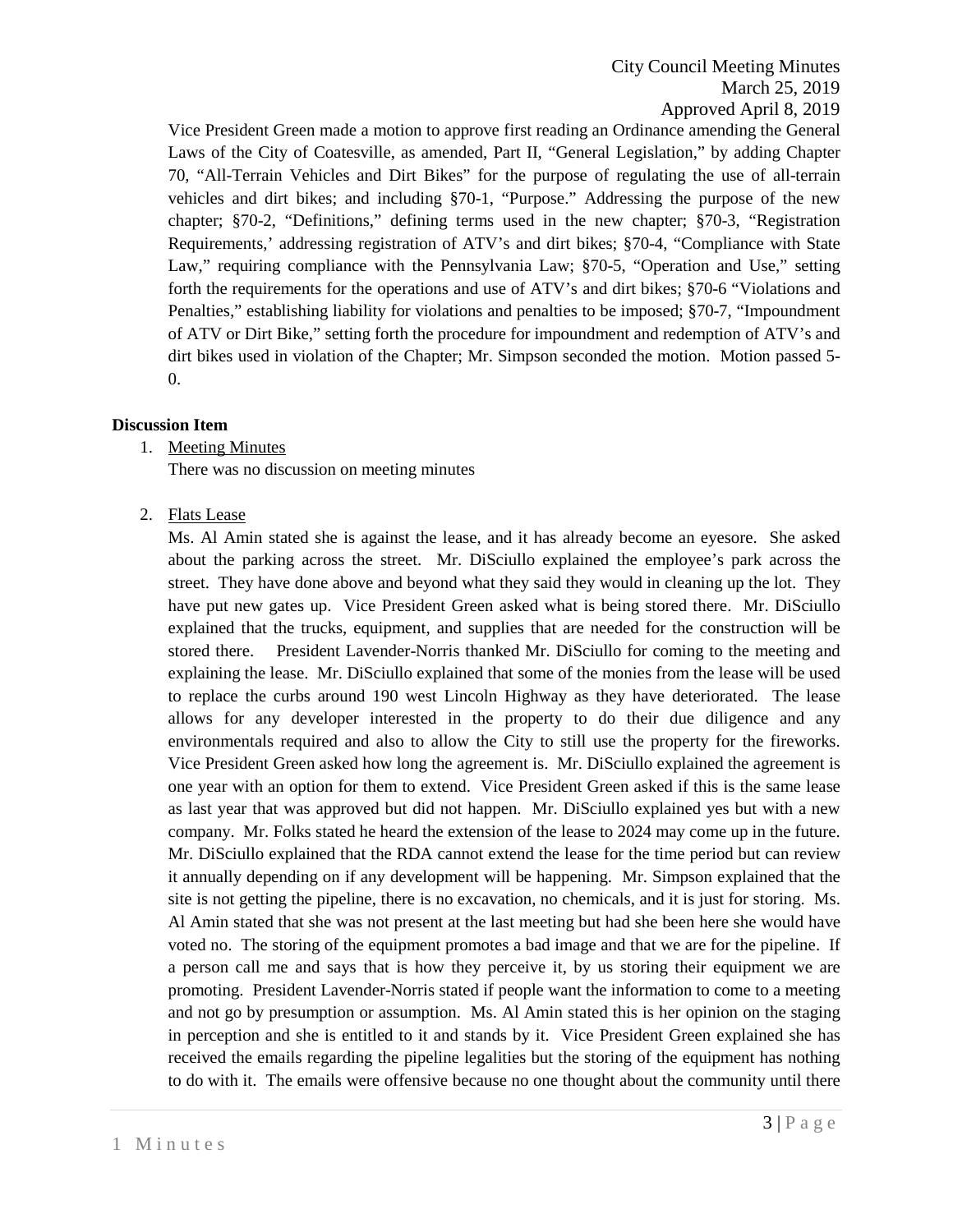Vice President Green made a motion to approve first reading an Ordinance amending the General Laws of the City of Coatesville, as amended, Part II, "General Legislation," by adding Chapter 70, "All-Terrain Vehicles and Dirt Bikes" for the purpose of regulating the use of all-terrain vehicles and dirt bikes; and including §70-1, "Purpose." Addressing the purpose of the new chapter; §70-2, "Definitions," defining terms used in the new chapter; §70-3, "Registration Requirements,' addressing registration of ATV's and dirt bikes; §70-4, "Compliance with State Law," requiring compliance with the Pennsylvania Law; §70-5, "Operation and Use," setting forth the requirements for the operations and use of ATV's and dirt bikes; §70-6 "Violations and Penalties," establishing liability for violations and penalties to be imposed; §70-7, "Impoundment of ATV or Dirt Bike," setting forth the procedure for impoundment and redemption of ATV's and dirt bikes used in violation of the Chapter; Mr. Simpson seconded the motion. Motion passed 5-0.

**Discussion Item**

1. Meeting Minutes
   There was no discussion on meeting minutes

2. Flats Lease
   Ms. Al Amin stated she is against the lease, and it has already become an eyesore. She asked about the parking across the street. Mr. DiSciullo explained the employee's park across the street. They have done above and beyond what they said they would in cleaning up the lot. They have put new gates up. Vice President Green asked what is being stored there. Mr. DiSciullo explained that the trucks, equipment, and supplies that are needed for the construction will be stored there. President Lavender-Norris thanked Mr. DiSciullo for coming to the meeting and explaining the lease. Mr. DiSciullo explained that some of the monies from the lease will be used to replace the curbs around 190 west Lincoln Highway as they have deteriorated. The lease allows for any developer interested in the property to do their due diligence and any environmentals required and also to allow the City to still use the property for the fireworks. Vice President Green asked how long the agreement is. Mr. DiSciullo explained the agreement is one year with an option for them to extend. Vice President Green asked if this is the same lease as last year that was approved but did not happen. Mr. DiSciullo explained yes but with a new company. Mr. Folks stated he heard the extension of the lease to 2024 may come up in the future. Mr. DiSciullo explained that the RDA cannot extend the lease for the time period but can review it annually depending on if any development will be happening. Mr. Simpson explained that the site is not getting the pipeline, there is no excavation, no chemicals, and it is just for storing. Ms. Al Amin stated that she was not present at the last meeting but had she been here she would have voted no. The storing of the equipment promotes a bad image and that we are for the pipeline. If a person call me and says that is how they perceive it, by us storing their equipment we are promoting. President Lavender-Norris stated if people want the information to come to a meeting and not go by presumption or assumption. Ms. Al Amin stated this is her opinion on the staging in perception and she is entitled to it and stands by it. Vice President Green explained she has received the emails regarding the pipeline legalities but the storing of the equipment has nothing to do with it. The emails were offensive because no one thought about the community until there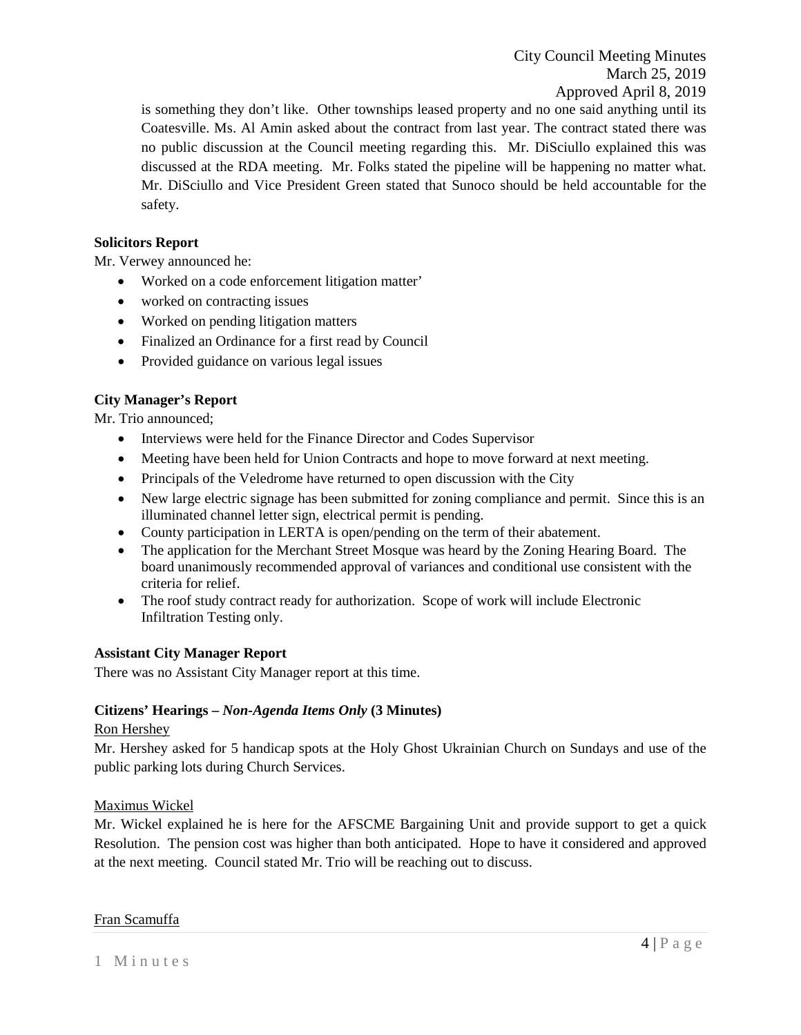is something they don't like. Other townships leased property and no one said anything until its Coatesville. Ms. Al Amin asked about the contract from last year. The contract stated there was no public discussion at the Council meeting regarding this. Mr. DiSciullo explained this was discussed at the RDA meeting. Mr. Folks stated the pipeline will be happening no matter what. Mr. DiSciullo and Vice President Green stated that Sunoco should be held accountable for the safety.

**Solicitors Report**

Mr. Verwey announced he:

- Worked on a code enforcement litigation matter'
- worked on contracting issues
- Worked on pending litigation matters
- Finalized an Ordinance for a first read by Council
- Provided guidance on various legal issues

**City Manager's Report**

Mr. Trio announced;

- Interviews were held for the Finance Director and Codes Supervisor
- Meeting have been held for Union Contracts and hope to move forward at next meeting.
- Principals of the Veledrome have returned to open discussion with the City
- New large electric signage has been submitted for zoning compliance and permit. Since this is an illuminated channel letter sign, electrical permit is pending.
- County participation in LERTA is open/pending on the term of their abatement.
- The application for the Merchant Street Mosque was heard by the Zoning Hearing Board. The board unanimously recommended approval of variances and conditional use consistent with the criteria for relief.
- The roof study contract ready for authorization. Scope of work will include Electronic Infiltration Testing only.

**Assistant City Manager Report**

There was no Assistant City Manager report at this time.

**Citizens' Hearings –** ***Non-Agenda Items Only*** **(3 Minutes)**

Ron Hershey

Mr. Hershey asked for 5 handicap spots at the Holy Ghost Ukrainian Church on Sundays and use of the public parking lots during Church Services.

Maximus Wickel

Mr. Wickel explained he is here for the AFSCME Bargaining Unit and provide support to get a quick Resolution. The pension cost was higher than both anticipated. Hope to have it considered and approved at the next meeting. Council stated Mr. Trio will be reaching out to discuss.

Fran Scamuffa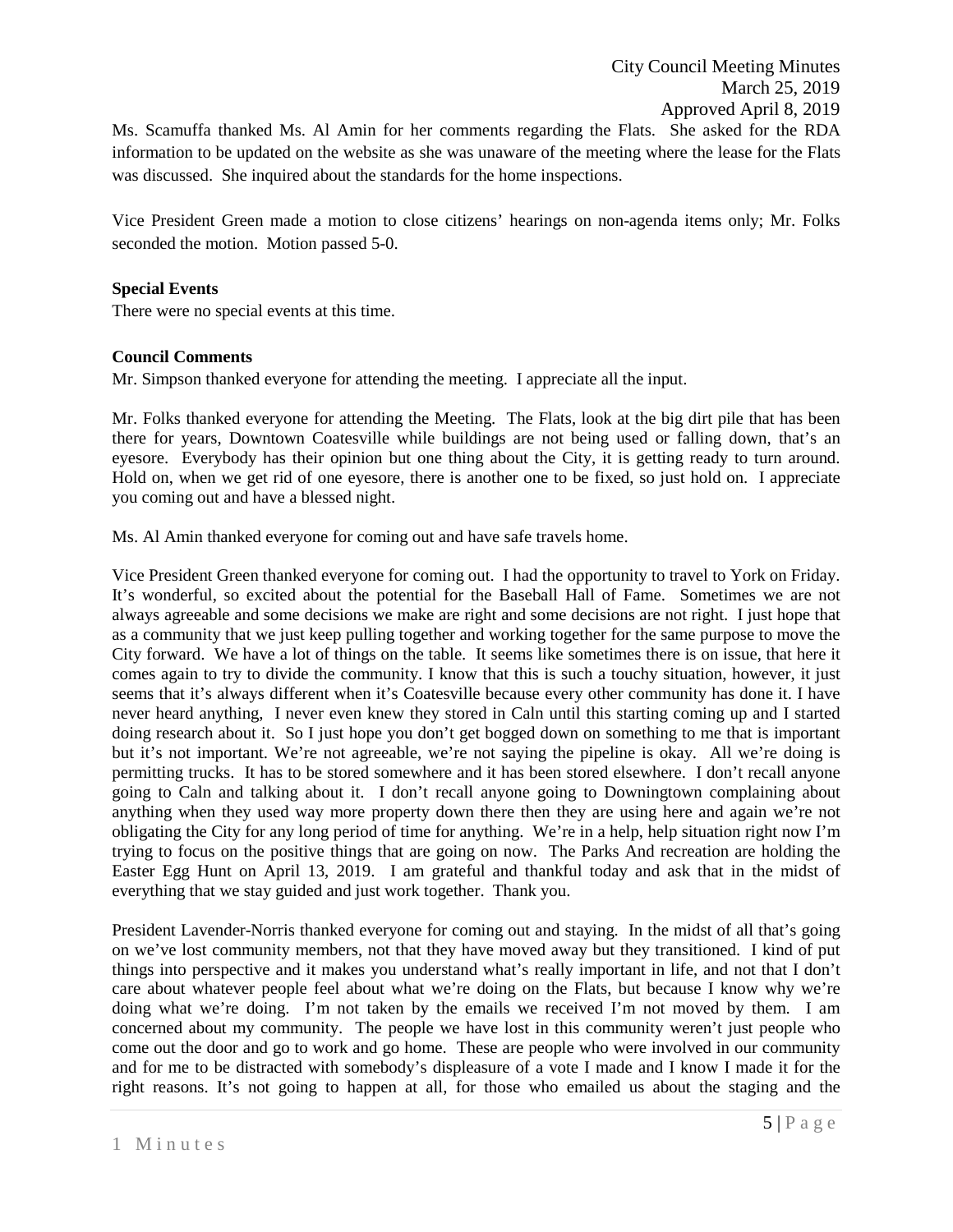Ms. Scamuffa thanked Ms. Al Amin for her comments regarding the Flats. She asked for the RDA information to be updated on the website as she was unaware of the meeting where the lease for the Flats was discussed. She inquired about the standards for the home inspections.

Vice President Green made a motion to close citizens' hearings on non-agenda items only; Mr. Folks seconded the motion. Motion passed 5-0.

**Special Events**

There were no special events at this time.

**Council Comments**

Mr. Simpson thanked everyone for attending the meeting. I appreciate all the input.

Mr. Folks thanked everyone for attending the Meeting. The Flats, look at the big dirt pile that has been there for years, Downtown Coatesville while buildings are not being used or falling down, that's an eyesore. Everybody has their opinion but one thing about the City, it is getting ready to turn around. Hold on, when we get rid of one eyesore, there is another one to be fixed, so just hold on. I appreciate you coming out and have a blessed night.

Ms. Al Amin thanked everyone for coming out and have safe travels home.

Vice President Green thanked everyone for coming out. I had the opportunity to travel to York on Friday. It's wonderful, so excited about the potential for the Baseball Hall of Fame. Sometimes we are not always agreeable and some decisions we make are right and some decisions are not right. I just hope that as a community that we just keep pulling together and working together for the same purpose to move the City forward. We have a lot of things on the table. It seems like sometimes there is on issue, that here it comes again to try to divide the community. I know that this is such a touchy situation, however, it just seems that it's always different when it's Coatesville because every other community has done it. I have never heard anything, I never even knew they stored in Caln until this starting coming up and I started doing research about it. So I just hope you don't get bogged down on something to me that is important but it's not important. We're not agreeable, we're not saying the pipeline is okay. All we're doing is permitting trucks. It has to be stored somewhere and it has been stored elsewhere. I don't recall anyone going to Caln and talking about it. I don't recall anyone going to Downingtown complaining about anything when they used way more property down there then they are using here and again we're not obligating the City for any long period of time for anything. We're in a help, help situation right now I'm trying to focus on the positive things that are going on now. The Parks And recreation are holding the Easter Egg Hunt on April 13, 2019. I am grateful and thankful today and ask that in the midst of everything that we stay guided and just work together. Thank you.

President Lavender-Norris thanked everyone for coming out and staying. In the midst of all that's going on we've lost community members, not that they have moved away but they transitioned. I kind of put things into perspective and it makes you understand what's really important in life, and not that I don't care about whatever people feel about what we're doing on the Flats, but because I know why we're doing what we're doing. I'm not taken by the emails we received I'm not moved by them. I am concerned about my community. The people we have lost in this community weren't just people who come out the door and go to work and go home. These are people who were involved in our community and for me to be distracted with somebody's displeasure of a vote I made and I know I made it for the right reasons. It's not going to happen at all, for those who emailed us about the staging and the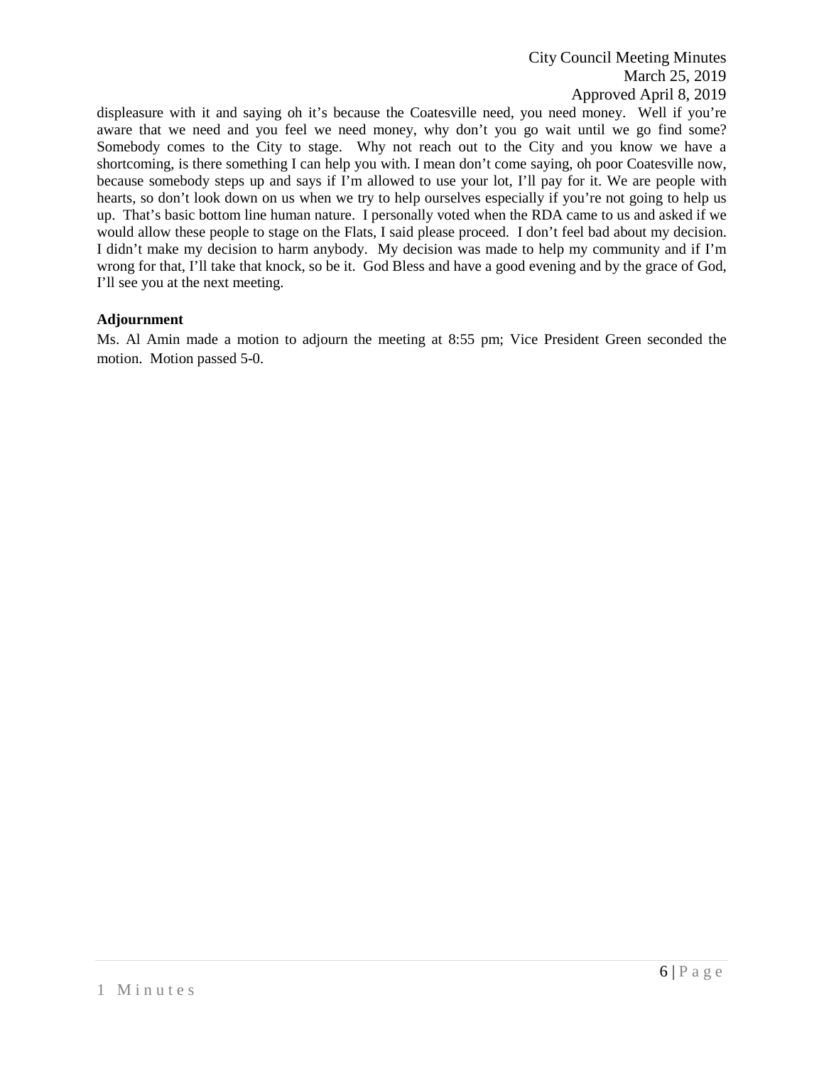displeasure with it and saying oh it's because the Coatesville need, you need money. Well if you're aware that we need and you feel we need money, why don't you go wait until we go find some? Somebody comes to the City to stage. Why not reach out to the City and you know we have a shortcoming, is there something I can help you with. I mean don't come saying, oh poor Coatesville now, because somebody steps up and says if I'm allowed to use your lot, I'll pay for it. We are people with hearts, so don't look down on us when we try to help ourselves especially if you're not going to help us up. That's basic bottom line human nature. I personally voted when the RDA came to us and asked if we would allow these people to stage on the Flats, I said please proceed. I don't feel bad about my decision. I didn't make my decision to harm anybody. My decision was made to help my community and if I'm wrong for that, I'll take that knock, so be it. God Bless and have a good evening and by the grace of God, I'll see you at the next meeting.

**Adjournment**

Ms. Al Amin made a motion to adjourn the meeting at 8:55 pm; Vice President Green seconded the motion. Motion passed 5-0.